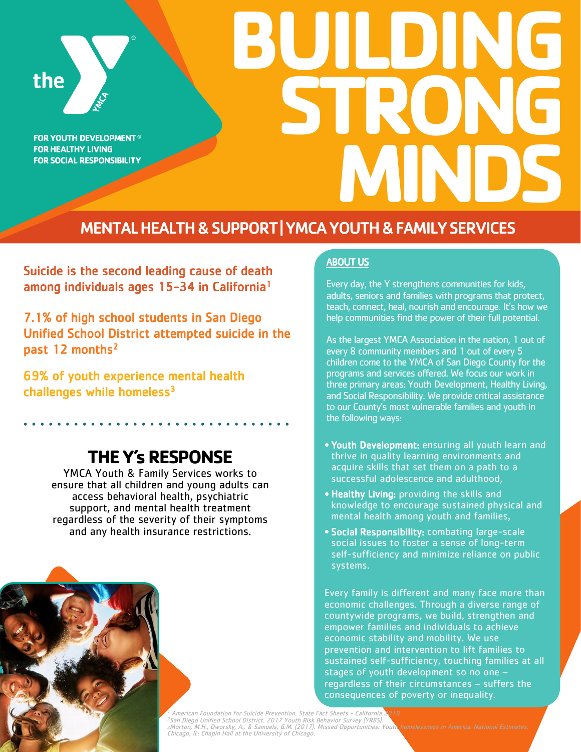the YMCA

FOR YOUTH DEVELOPMENT®
FOR HEALTHY LIVING
FOR SOCIAL RESPONSIBILITY

# BUILDING STRONG MINDS

## MENTAL HEALTH & SUPPORT | YMCA YOUTH & FAMILY SERVICES

**Suicide is the second leading cause of death among individuals ages 15-34 in California[1]**

**7.1% of high school students in San Diego Unified School District attempted suicide in the past 12 months[2]**

**69% of youth experience mental health challenges while homeless[3]**

## THE Y's RESPONSE

YMCA Youth & Family Services works to ensure that all children and young adults can access behavioral health, psychiatric support, and mental health treatment regardless of the severity of their symptoms and any health insurance restrictions.

### ABOUT US

Every day, the Y strengthens communities for kids, adults, seniors and families with programs that protect, teach, connect, heal, nourish and encourage. It's how we help communities find the power of their full potential.

As the largest YMCA Association in the nation, 1 out of every 8 community members and 1 out of every 5 children come to the YMCA of San Diego County for the programs and services offered. We focus our work in three primary areas: Youth Development, Healthy Living, and Social Responsibility. We provide critical assistance to our County's most vulnerable families and youth in the following ways:

- **Youth Development:** ensuring all youth learn and thrive in quality learning environments and acquire skills that set them on a path to a successful adolescence and adulthood,
- **Healthy Living:** providing the skills and knowledge to encourage sustained physical and mental health among youth and families,
- **Social Responsibility:** combating large-scale social issues to foster a sense of long-term self-sufficiency and minimize reliance on public systems.

Every family is different and many face more than economic challenges. Through a diverse range of countywide programs, we build, strengthen and empower families and individuals to achieve economic stability and mobility. We use prevention and intervention to lift families to sustained self-sufficiency, touching families at all stages of youth development so no one – regardless of their circumstances – suffers the consequences of poverty or inequality.

*[1] American Foundation for Suicide Prevention. State Fact Sheets - California 2019.*
*[2] San Diego Unified School District. 2017 Youth Risk Behavior Survey (YRBS).*
*[3] Morton, M.H., Dworsky, A., & Samuels, G.M. (2017). Missed Opportunities: Youth homelessness in America. National Estimates. Chicago, IL: Chapin Hall at the University of Chicago.*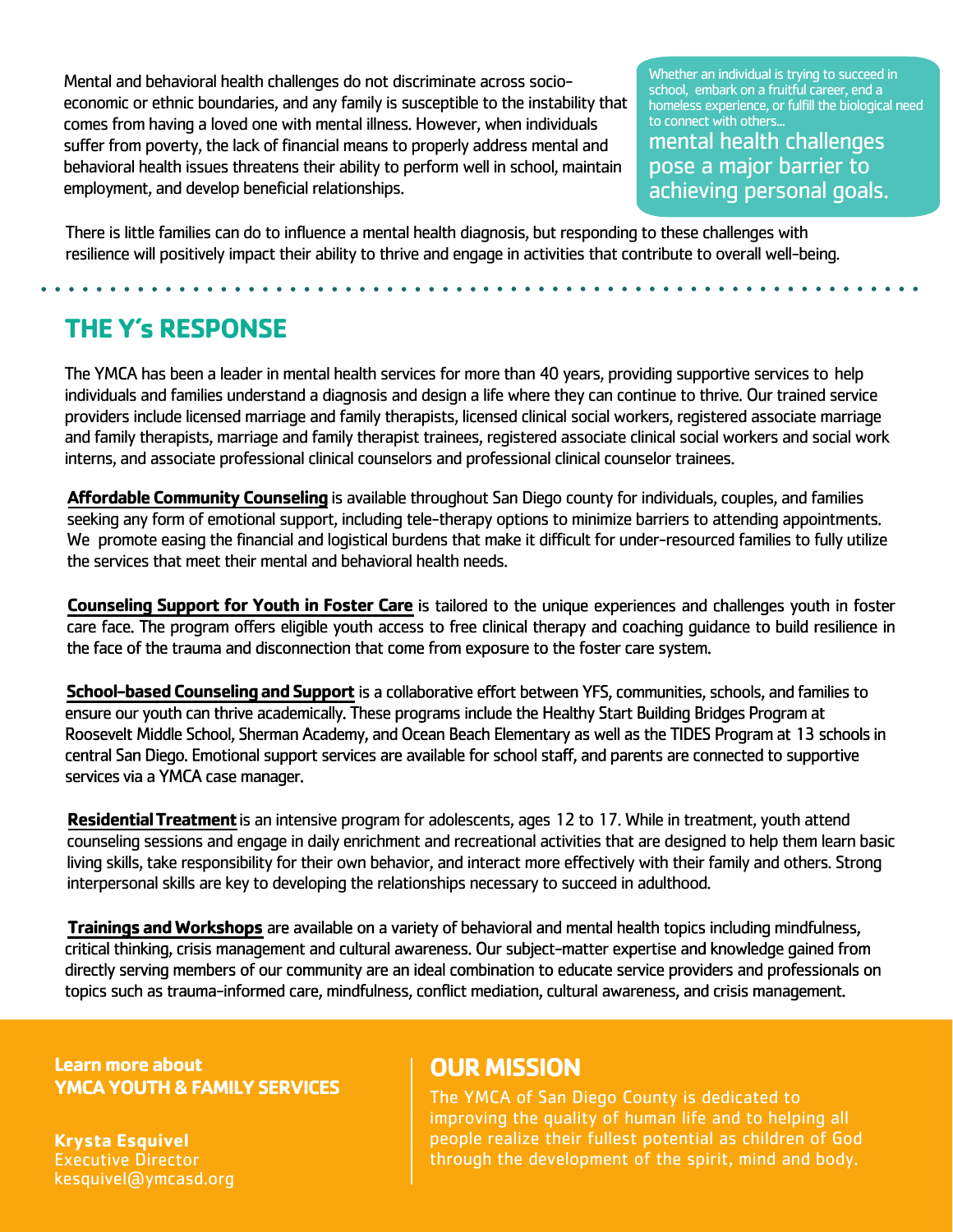Mental and behavioral health challenges do not discriminate across socio-economic or ethnic boundaries, and any family is susceptible to the instability that comes from having a loved one with mental illness. However, when individuals suffer from poverty, the lack of financial means to properly address mental and behavioral health issues threatens their ability to perform well in school, maintain employment, and develop beneficial relationships.

Whether an individual is trying to succeed in school, embark on a fruitful career, end a homeless experience, or fulfill the biological need to connect with others...
mental health challenges pose a major barrier to achieving personal goals.

There is little families can do to influence a mental health diagnosis, but responding to these challenges with resilience will positively impact their ability to thrive and engage in activities that contribute to overall well-being.

## THE Y's RESPONSE

The YMCA has been a leader in mental health services for more than 40 years, providing supportive services to help individuals and families understand a diagnosis and design a life where they can continue to thrive. Our trained service providers include licensed marriage and family therapists, licensed clinical social workers, registered associate marriage and family therapists, marriage and family therapist trainees, registered associate clinical social workers and social work interns, and associate professional clinical counselors and professional clinical counselor trainees.

**Affordable Community Counseling** is available throughout San Diego county for individuals, couples, and families seeking any form of emotional support, including tele-therapy options to minimize barriers to attending appointments. We promote easing the financial and logistical burdens that make it difficult for under-resourced families to fully utilize the services that meet their mental and behavioral health needs.

**Counseling Support for Youth in Foster Care** is tailored to the unique experiences and challenges youth in foster care face. The program offers eligible youth access to free clinical therapy and coaching guidance to build resilience in the face of the trauma and disconnection that come from exposure to the foster care system.

**School-based Counseling and Support** is a collaborative effort between YFS, communities, schools, and families to ensure our youth can thrive academically. These programs include the Healthy Start Building Bridges Program at Roosevelt Middle School, Sherman Academy, and Ocean Beach Elementary as well as the TIDES Program at 13 schools in central San Diego. Emotional support services are available for school staff, and parents are connected to supportive services via a YMCA case manager.

**Residential Treatment** is an intensive program for adolescents, ages 12 to 17. While in treatment, youth attend counseling sessions and engage in daily enrichment and recreational activities that are designed to help them learn basic living skills, take responsibility for their own behavior, and interact more effectively with their family and others. Strong interpersonal skills are key to developing the relationships necessary to succeed in adulthood.

**Trainings and Workshops** are available on a variety of behavioral and mental health topics including mindfulness, critical thinking, crisis management and cultural awareness. Our subject-matter expertise and knowledge gained from directly serving members of our community are an ideal combination to educate service providers and professionals on topics such as trauma-informed care, mindfulness, conflict mediation, cultural awareness, and crisis management.

**Learn more about**
**YMCA YOUTH & FAMILY SERVICES**

**Krysta Esquivel**
Executive Director
kesquivel@ymcasd.org

## OUR MISSION

The YMCA of San Diego County is dedicated to improving the quality of human life and to helping all people realize their fullest potential as children of God through the development of the spirit, mind and body.